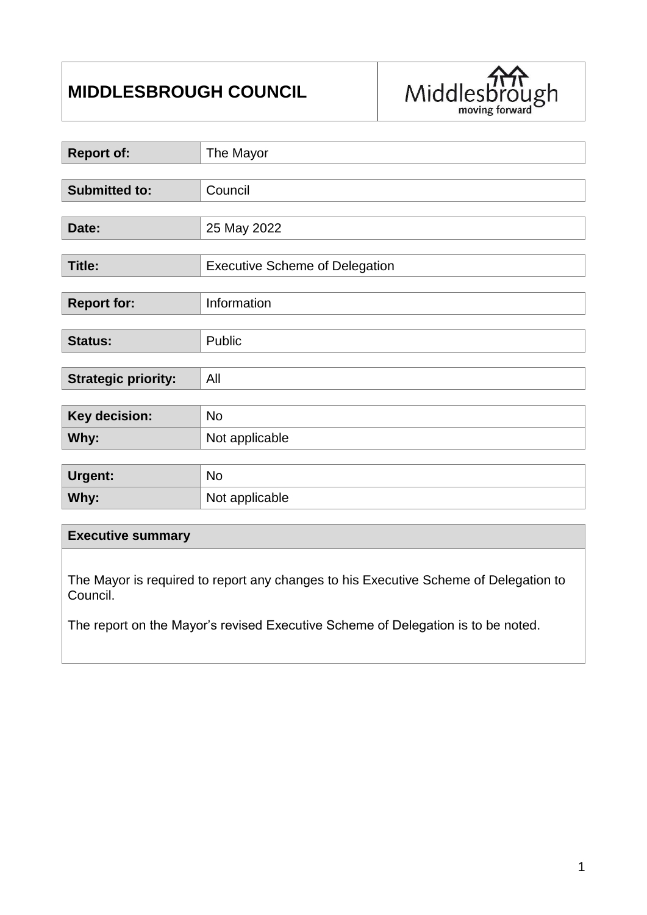# MIDDLESBROUGH COUNCIL

| | |
|---|---|
| **Report of:** | The Mayor |
| **Submitted to:** | Council |
| **Date:** | 25 May 2022 |
| **Title:** | Executive Scheme of Delegation |
| **Report for:** | Information |
| **Status:** | Public |
| **Strategic priority:** | All |
| **Key decision:** | No |
| **Why:** | Not applicable |
| **Urgent:** | No |
| **Why:** | Not applicable |

## Executive summary

The Mayor is required to report any changes to his Executive Scheme of Delegation to Council.

The report on the Mayor's revised Executive Scheme of Delegation is to be noted.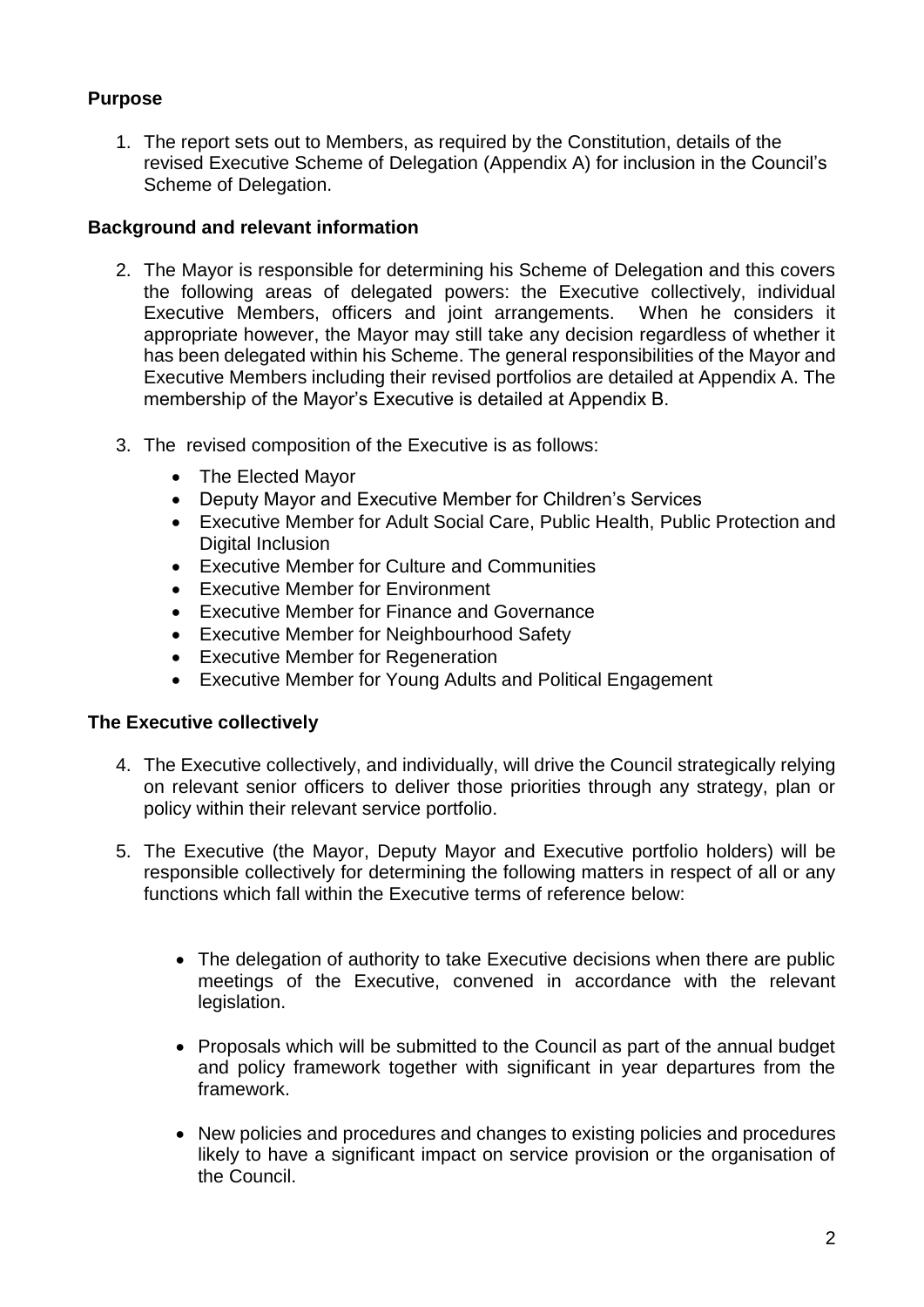## Purpose

1. The report sets out to Members, as required by the Constitution, details of the revised Executive Scheme of Delegation (Appendix A) for inclusion in the Council's Scheme of Delegation.

## Background and relevant information

2. The Mayor is responsible for determining his Scheme of Delegation and this covers the following areas of delegated powers: the Executive collectively, individual Executive Members, officers and joint arrangements. When he considers it appropriate however, the Mayor may still take any decision regardless of whether it has been delegated within his Scheme. The general responsibilities of the Mayor and Executive Members including their revised portfolios are detailed at Appendix A. The membership of the Mayor's Executive is detailed at Appendix B.

3. The revised composition of the Executive is as follows:

   - The Elected Mayor
   - Deputy Mayor and Executive Member for Children's Services
   - Executive Member for Adult Social Care, Public Health, Public Protection and Digital Inclusion
   - Executive Member for Culture and Communities
   - Executive Member for Environment
   - Executive Member for Finance and Governance
   - Executive Member for Neighbourhood Safety
   - Executive Member for Regeneration
   - Executive Member for Young Adults and Political Engagement

## The Executive collectively

4. The Executive collectively, and individually, will drive the Council strategically relying on relevant senior officers to deliver those priorities through any strategy, plan or policy within their relevant service portfolio.

5. The Executive (the Mayor, Deputy Mayor and Executive portfolio holders) will be responsible collectively for determining the following matters in respect of all or any functions which fall within the Executive terms of reference below:

   - The delegation of authority to take Executive decisions when there are public meetings of the Executive, convened in accordance with the relevant legislation.

   - Proposals which will be submitted to the Council as part of the annual budget and policy framework together with significant in year departures from the framework.

   - New policies and procedures and changes to existing policies and procedures likely to have a significant impact on service provision or the organisation of the Council.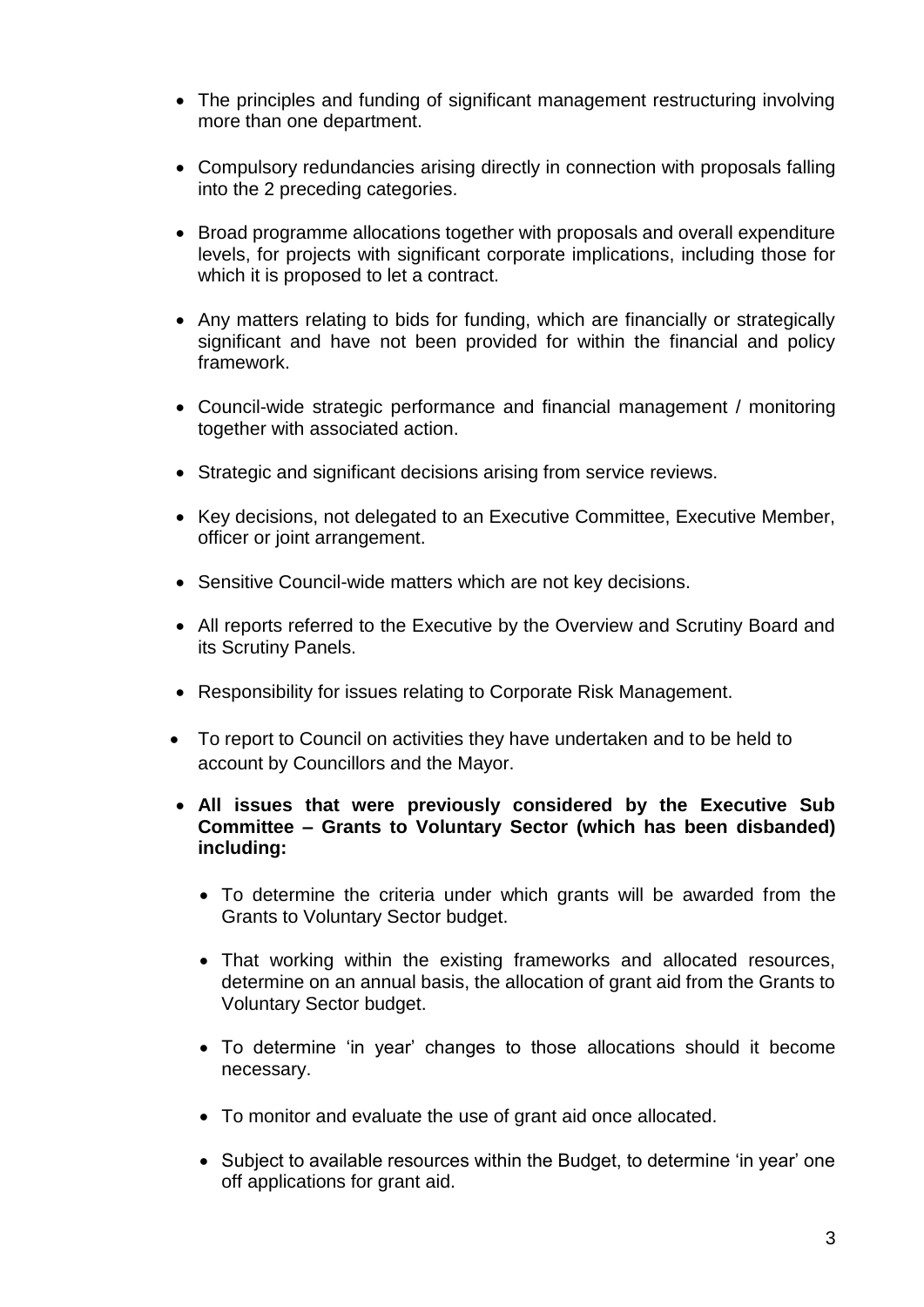- The principles and funding of significant management restructuring involving more than one department.
- Compulsory redundancies arising directly in connection with proposals falling into the 2 preceding categories.
- Broad programme allocations together with proposals and overall expenditure levels, for projects with significant corporate implications, including those for which it is proposed to let a contract.
- Any matters relating to bids for funding, which are financially or strategically significant and have not been provided for within the financial and policy framework.
- Council-wide strategic performance and financial management / monitoring together with associated action.
- Strategic and significant decisions arising from service reviews.
- Key decisions, not delegated to an Executive Committee, Executive Member, officer or joint arrangement.
- Sensitive Council-wide matters which are not key decisions.
- All reports referred to the Executive by the Overview and Scrutiny Board and its Scrutiny Panels.
- Responsibility for issues relating to Corporate Risk Management.
- To report to Council on activities they have undertaken and to be held to account by Councillors and the Mayor.
- **All issues that were previously considered by the Executive Sub Committee – Grants to Voluntary Sector (which has been disbanded) including:**
    - To determine the criteria under which grants will be awarded from the Grants to Voluntary Sector budget.
    - That working within the existing frameworks and allocated resources, determine on an annual basis, the allocation of grant aid from the Grants to Voluntary Sector budget.
    - To determine 'in year' changes to those allocations should it become necessary.
    - To monitor and evaluate the use of grant aid once allocated.
    - Subject to available resources within the Budget, to determine 'in year' one off applications for grant aid.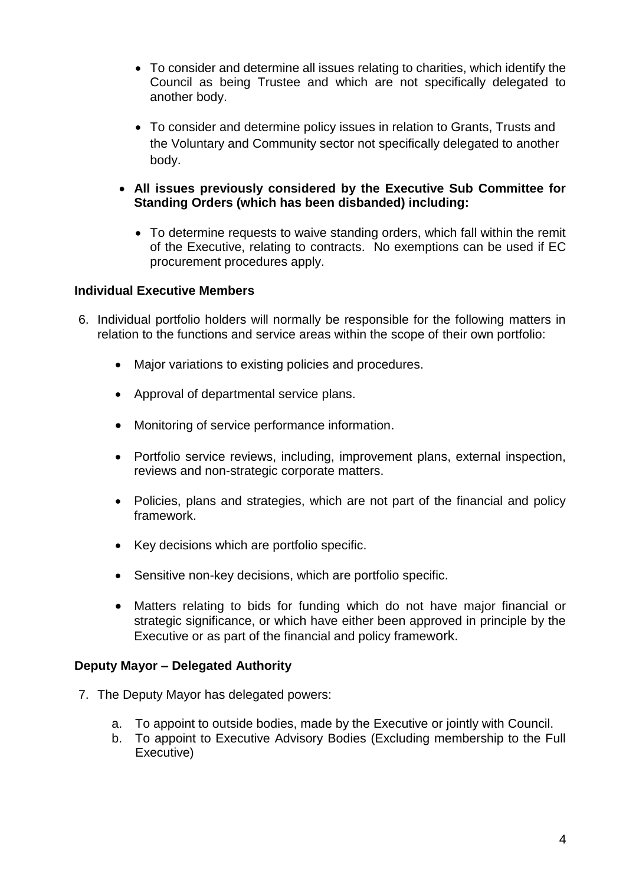- To consider and determine all issues relating to charities, which identify the Council as being Trustee and which are not specifically delegated to another body.

  - To consider and determine policy issues in relation to Grants, Trusts and the Voluntary and Community sector not specifically delegated to another body.

- **All issues previously considered by the Executive Sub Committee for Standing Orders (which has been disbanded) including:**

  - To determine requests to waive standing orders, which fall within the remit of the Executive, relating to contracts. No exemptions can be used if EC procurement procedures apply.

**Individual Executive Members**

6. Individual portfolio holders will normally be responsible for the following matters in relation to the functions and service areas within the scope of their own portfolio:

   - Major variations to existing policies and procedures.

   - Approval of departmental service plans.

   - Monitoring of service performance information.

   - Portfolio service reviews, including, improvement plans, external inspection, reviews and non-strategic corporate matters.

   - Policies, plans and strategies, which are not part of the financial and policy framework.

   - Key decisions which are portfolio specific.

   - Sensitive non-key decisions, which are portfolio specific.

   - Matters relating to bids for funding which do not have major financial or strategic significance, or which have either been approved in principle by the Executive or as part of the financial and policy framework.

**Deputy Mayor – Delegated Authority**

7. The Deputy Mayor has delegated powers:

   a. To appoint to outside bodies, made by the Executive or jointly with Council.
   b. To appoint to Executive Advisory Bodies (Excluding membership to the Full Executive)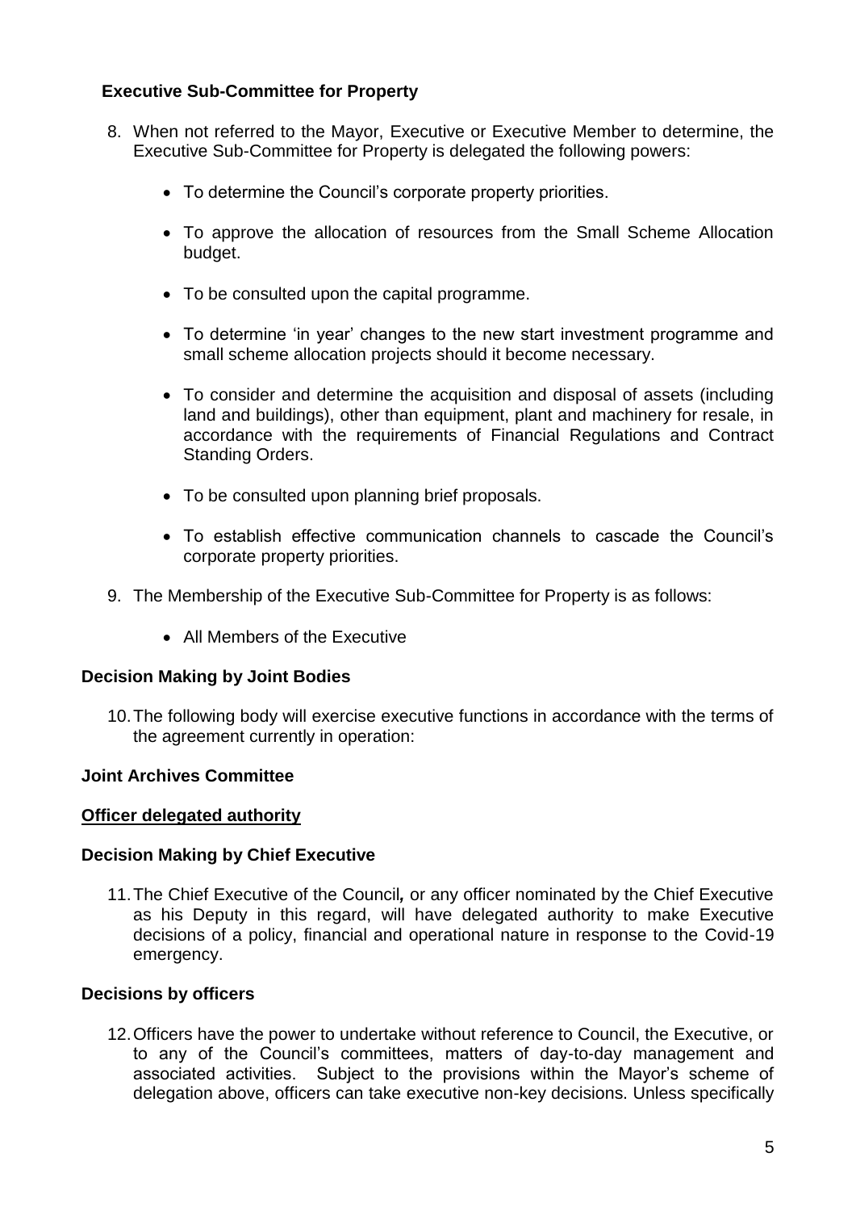### Executive Sub-Committee for Property

8. When not referred to the Mayor, Executive or Executive Member to determine, the Executive Sub-Committee for Property is delegated the following powers:

    - To determine the Council's corporate property priorities.
    - To approve the allocation of resources from the Small Scheme Allocation budget.
    - To be consulted upon the capital programme.
    - To determine 'in year' changes to the new start investment programme and small scheme allocation projects should it become necessary.
    - To consider and determine the acquisition and disposal of assets (including land and buildings), other than equipment, plant and machinery for resale, in accordance with the requirements of Financial Regulations and Contract Standing Orders.
    - To be consulted upon planning brief proposals.
    - To establish effective communication channels to cascade the Council's corporate property priorities.

9. The Membership of the Executive Sub-Committee for Property is as follows:

    - All Members of the Executive

### Decision Making by Joint Bodies

10. The following body will exercise executive functions in accordance with the terms of the agreement currently in operation:

**Joint Archives Committee**

**<u>Officer delegated authority</u>**

### Decision Making by Chief Executive

11. The Chief Executive of the Council***,*** or any officer nominated by the Chief Executive as his Deputy in this regard, will have delegated authority to make Executive decisions of a policy, financial and operational nature in response to the Covid-19 emergency.

### Decisions by officers

12. Officers have the power to undertake without reference to Council, the Executive, or to any of the Council's committees, matters of day-to-day management and associated activities. Subject to the provisions within the Mayor's scheme of delegation above, officers can take executive non-key decisions. Unless specifically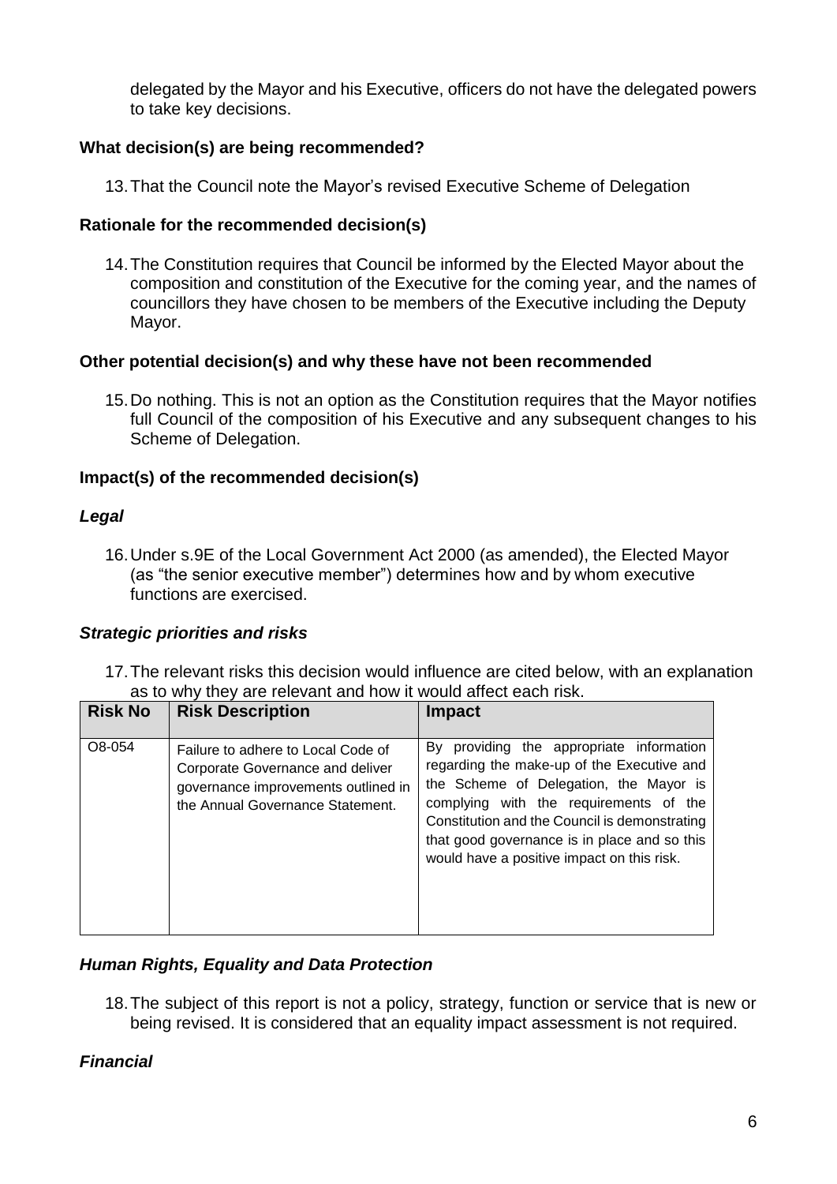delegated by the Mayor and his Executive, officers do not have the delegated powers to take key decisions.

**What decision(s) are being recommended?**

13. That the Council note the Mayor's revised Executive Scheme of Delegation

**Rationale for the recommended decision(s)**

14. The Constitution requires that Council be informed by the Elected Mayor about the composition and constitution of the Executive for the coming year, and the names of councillors they have chosen to be members of the Executive including the Deputy Mayor.

**Other potential decision(s) and why these have not been recommended**

15. Do nothing. This is not an option as the Constitution requires that the Mayor notifies full Council of the composition of his Executive and any subsequent changes to his Scheme of Delegation.

**Impact(s) of the recommended decision(s)**

***Legal***

16. Under s.9E of the Local Government Act 2000 (as amended), the Elected Mayor (as "the senior executive member") determines how and by whom executive functions are exercised.

***Strategic priorities and risks***

17. The relevant risks this decision would influence are cited below, with an explanation as to why they are relevant and how it would affect each risk.

| Risk No | Risk Description | Impact |
|---|---|---|
| O8-054 | Failure to adhere to Local Code of Corporate Governance and deliver governance improvements outlined in the Annual Governance Statement. | By providing the appropriate information regarding the make-up of the Executive and the Scheme of Delegation, the Mayor is complying with the requirements of the Constitution and the Council is demonstrating that good governance is in place and so this would have a positive impact on this risk. |

***Human Rights, Equality and Data Protection***

18. The subject of this report is not a policy, strategy, function or service that is new or being revised. It is considered that an equality impact assessment is not required.

***Financial***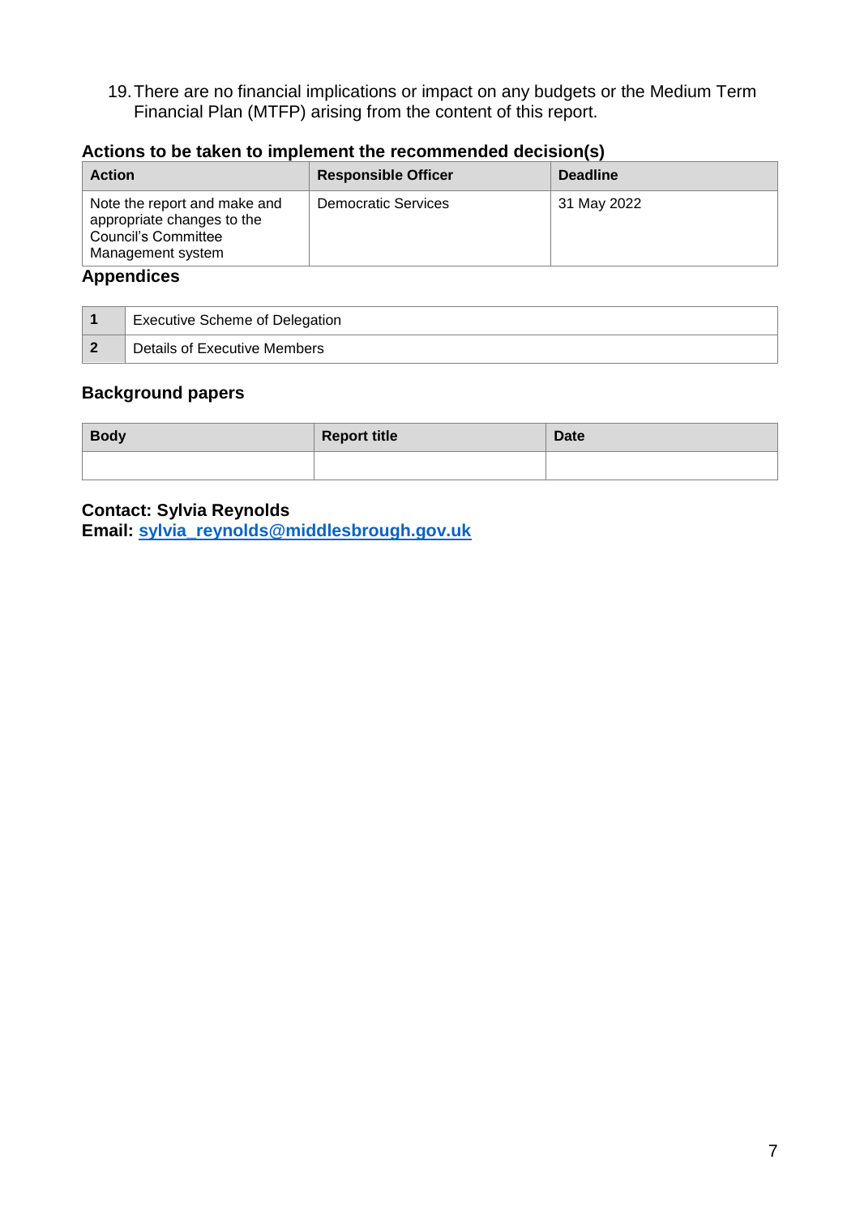19. There are no financial implications or impact on any budgets or the Medium Term Financial Plan (MTFP) arising from the content of this report.

**Actions to be taken to implement the recommended decision(s)**

| Action | Responsible Officer | Deadline |
|---|---|---|
| Note the report and make and appropriate changes to the Council's Committee Management system | Democratic Services | 31 May 2022 |

## Appendices

| | |
|---|---|
| **1** | Executive Scheme of Delegation |
| **2** | Details of Executive Members |

## Background papers

| Body | Report title | Date |
|---|---|---|
| | | |

**Contact: Sylvia Reynolds**
**Email: sylvia_reynolds@middlesbrough.gov.uk**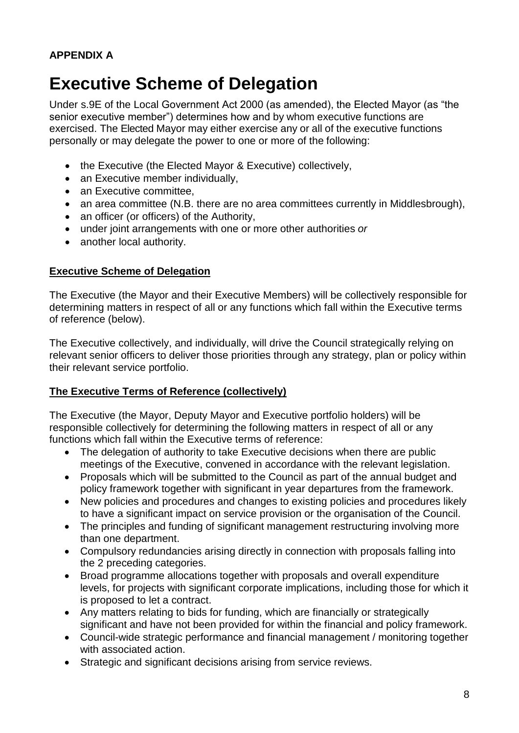**APPENDIX A**

# Executive Scheme of Delegation

Under s.9E of the Local Government Act 2000 (as amended), the Elected Mayor (as "the senior executive member") determines how and by whom executive functions are exercised. The Elected Mayor may either exercise any or all of the executive functions personally or may delegate the power to one or more of the following:

- the Executive (the Elected Mayor & Executive) collectively,
- an Executive member individually,
- an Executive committee,
- an area committee (N.B. there are no area committees currently in Middlesbrough),
- an officer (or officers) of the Authority,
- under joint arrangements with one or more other authorities *or*
- another local authority.

**<u>Executive Scheme of Delegation</u>**

The Executive (the Mayor and their Executive Members) will be collectively responsible for determining matters in respect of all or any functions which fall within the Executive terms of reference (below).

The Executive collectively, and individually, will drive the Council strategically relying on relevant senior officers to deliver those priorities through any strategy, plan or policy within their relevant service portfolio.

**<u>The Executive Terms of Reference (collectively)</u>**

The Executive (the Mayor, Deputy Mayor and Executive portfolio holders) will be responsible collectively for determining the following matters in respect of all or any functions which fall within the Executive terms of reference:

- The delegation of authority to take Executive decisions when there are public meetings of the Executive, convened in accordance with the relevant legislation.
- Proposals which will be submitted to the Council as part of the annual budget and policy framework together with significant in year departures from the framework.
- New policies and procedures and changes to existing policies and procedures likely to have a significant impact on service provision or the organisation of the Council.
- The principles and funding of significant management restructuring involving more than one department.
- Compulsory redundancies arising directly in connection with proposals falling into the 2 preceding categories.
- Broad programme allocations together with proposals and overall expenditure levels, for projects with significant corporate implications, including those for which it is proposed to let a contract.
- Any matters relating to bids for funding, which are financially or strategically significant and have not been provided for within the financial and policy framework.
- Council-wide strategic performance and financial management / monitoring together with associated action.
- Strategic and significant decisions arising from service reviews.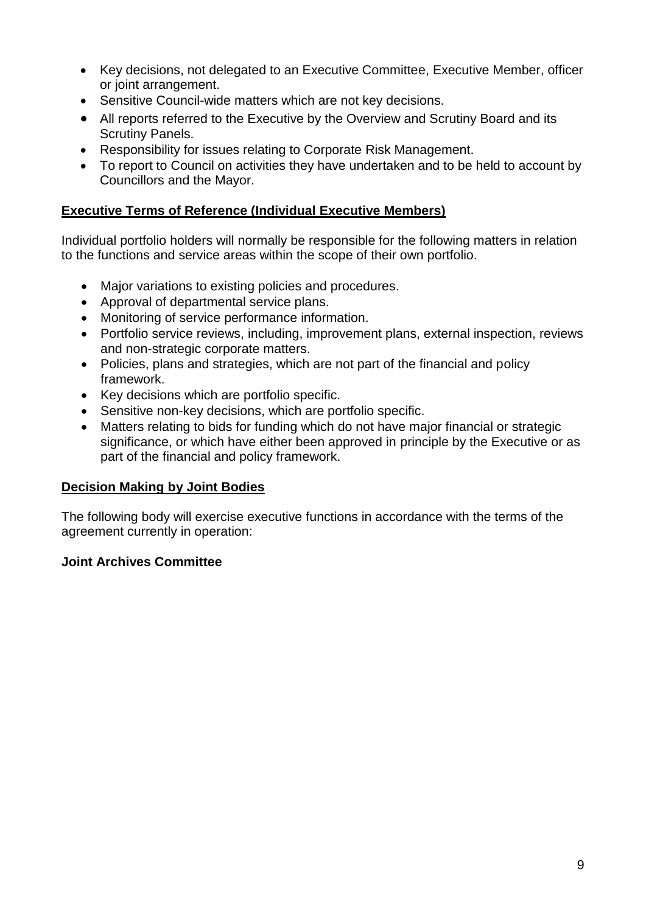- Key decisions, not delegated to an Executive Committee, Executive Member, officer or joint arrangement.
- Sensitive Council-wide matters which are not key decisions.
- All reports referred to the Executive by the Overview and Scrutiny Board and its Scrutiny Panels.
- Responsibility for issues relating to Corporate Risk Management.
- To report to Council on activities they have undertaken and to be held to account by Councillors and the Mayor.

**Executive Terms of Reference (Individual Executive Members)**

Individual portfolio holders will normally be responsible for the following matters in relation to the functions and service areas within the scope of their own portfolio.

- Major variations to existing policies and procedures.
- Approval of departmental service plans.
- Monitoring of service performance information.
- Portfolio service reviews, including, improvement plans, external inspection, reviews and non-strategic corporate matters.
- Policies, plans and strategies, which are not part of the financial and policy framework.
- Key decisions which are portfolio specific.
- Sensitive non-key decisions, which are portfolio specific.
- Matters relating to bids for funding which do not have major financial or strategic significance, or which have either been approved in principle by the Executive or as part of the financial and policy framework.

**Decision Making by Joint Bodies**

The following body will exercise executive functions in accordance with the terms of the agreement currently in operation:

**Joint Archives Committee**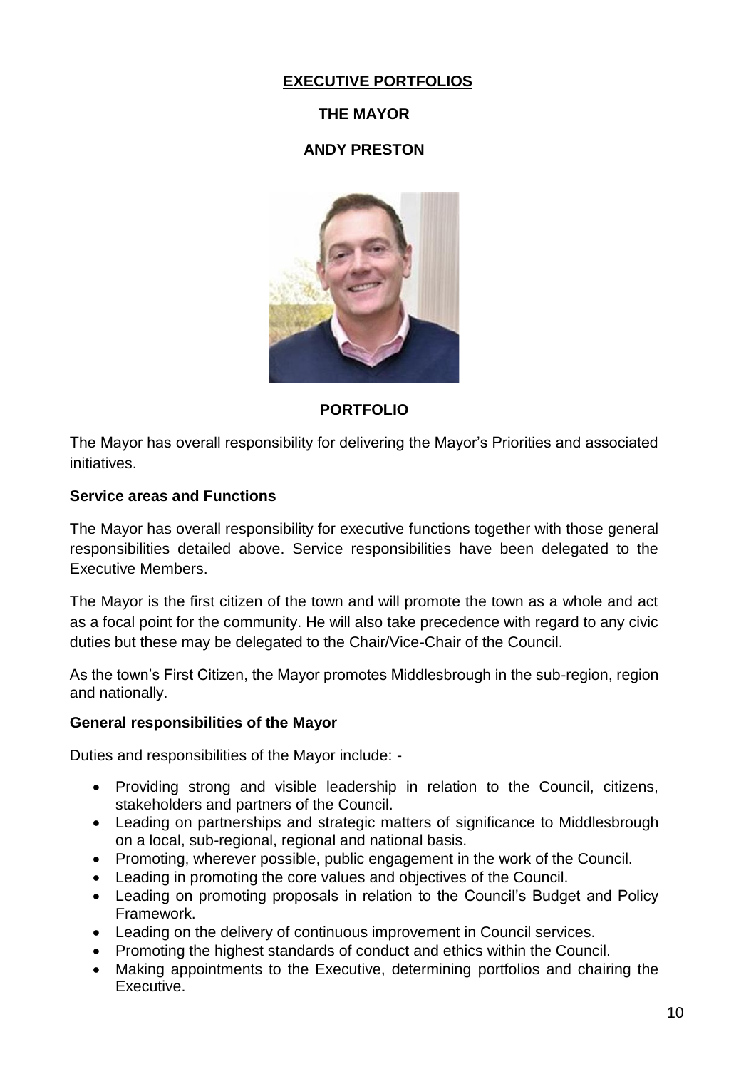# EXECUTIVE PORTFOLIOS

## THE MAYOR

## ANDY PRESTON

### PORTFOLIO

The Mayor has overall responsibility for delivering the Mayor's Priorities and associated initiatives.

**Service areas and Functions**

The Mayor has overall responsibility for executive functions together with those general responsibilities detailed above. Service responsibilities have been delegated to the Executive Members.

The Mayor is the first citizen of the town and will promote the town as a whole and act as a focal point for the community. He will also take precedence with regard to any civic duties but these may be delegated to the Chair/Vice-Chair of the Council.

As the town's First Citizen, the Mayor promotes Middlesbrough in the sub-region, region and nationally.

**General responsibilities of the Mayor**

Duties and responsibilities of the Mayor include: -

- Providing strong and visible leadership in relation to the Council, citizens, stakeholders and partners of the Council.
- Leading on partnerships and strategic matters of significance to Middlesbrough on a local, sub-regional, regional and national basis.
- Promoting, wherever possible, public engagement in the work of the Council.
- Leading in promoting the core values and objectives of the Council.
- Leading on promoting proposals in relation to the Council's Budget and Policy Framework.
- Leading on the delivery of continuous improvement in Council services.
- Promoting the highest standards of conduct and ethics within the Council.
- Making appointments to the Executive, determining portfolios and chairing the Executive.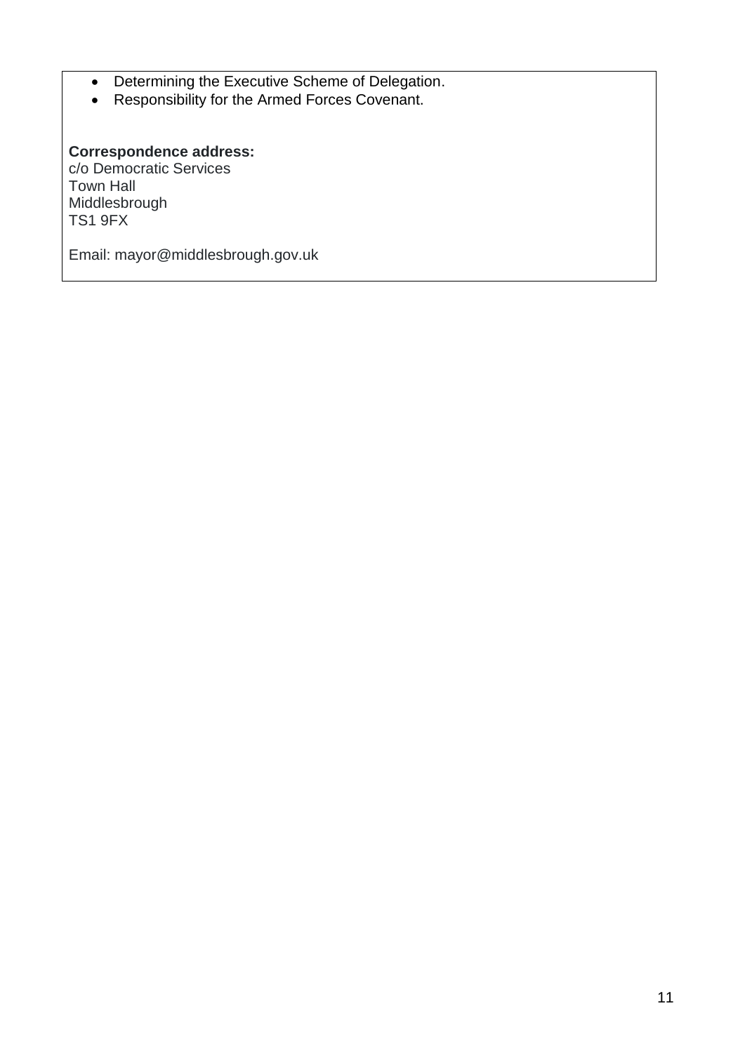- Determining the Executive Scheme of Delegation.
- Responsibility for the Armed Forces Covenant.

**Correspondence address:**
c/o Democratic Services
Town Hall
Middlesbrough
TS1 9FX

Email: mayor@middlesbrough.gov.uk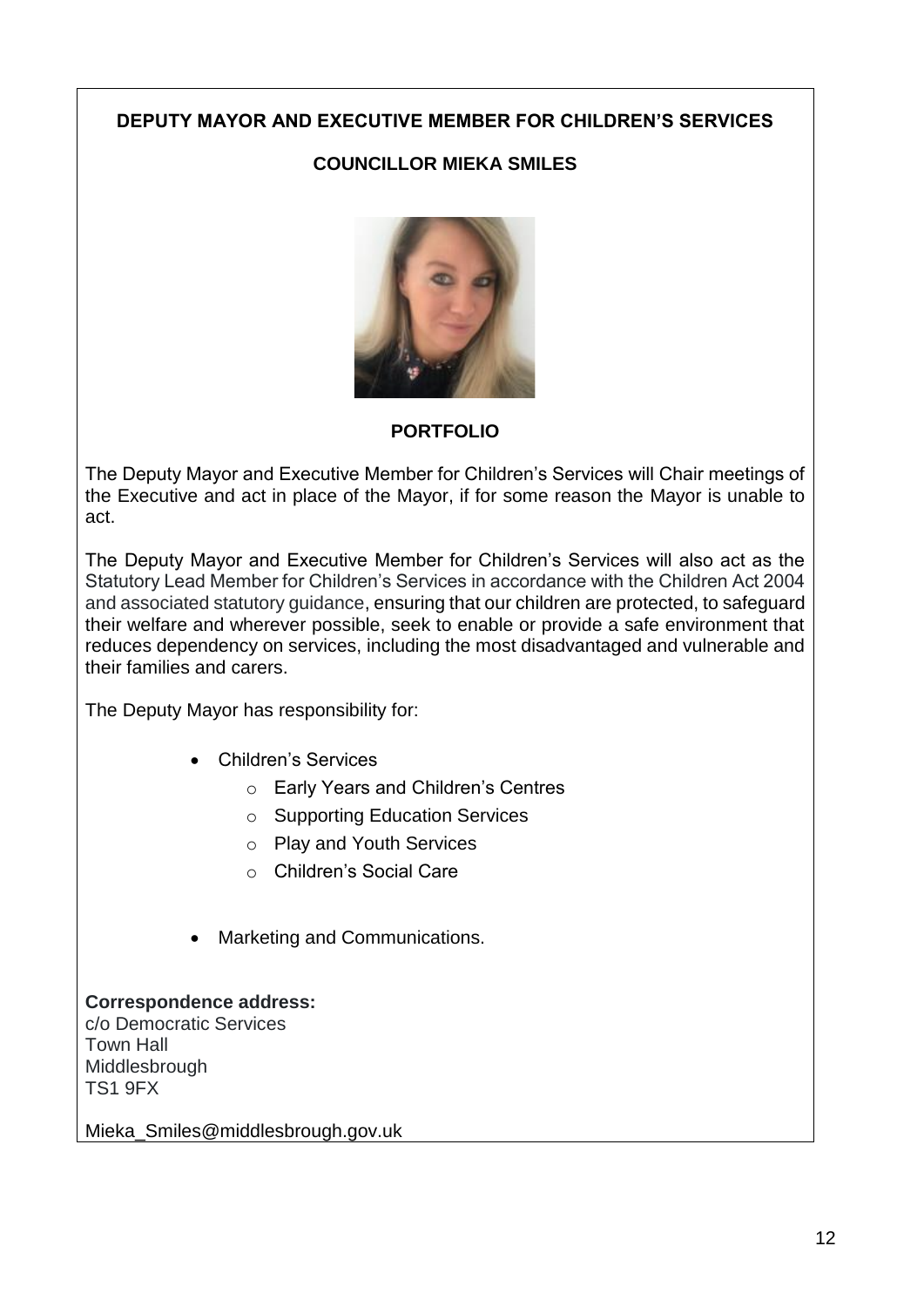## DEPUTY MAYOR AND EXECUTIVE MEMBER FOR CHILDREN'S SERVICES

### COUNCILLOR MIEKA SMILES

### PORTFOLIO

The Deputy Mayor and Executive Member for Children's Services will Chair meetings of the Executive and act in place of the Mayor, if for some reason the Mayor is unable to act.

The Deputy Mayor and Executive Member for Children's Services will also act as the Statutory Lead Member for Children's Services in accordance with the Children Act 2004 and associated statutory guidance, ensuring that our children are protected, to safeguard their welfare and wherever possible, seek to enable or provide a safe environment that reduces dependency on services, including the most disadvantaged and vulnerable and their families and carers.

The Deputy Mayor has responsibility for:

- Children's Services
  - Early Years and Children's Centres
  - Supporting Education Services
  - Play and Youth Services
  - Children's Social Care
- Marketing and Communications.

**Correspondence address:**
c/o Democratic Services
Town Hall
Middlesbrough
TS1 9FX

Mieka_Smiles@middlesbrough.gov.uk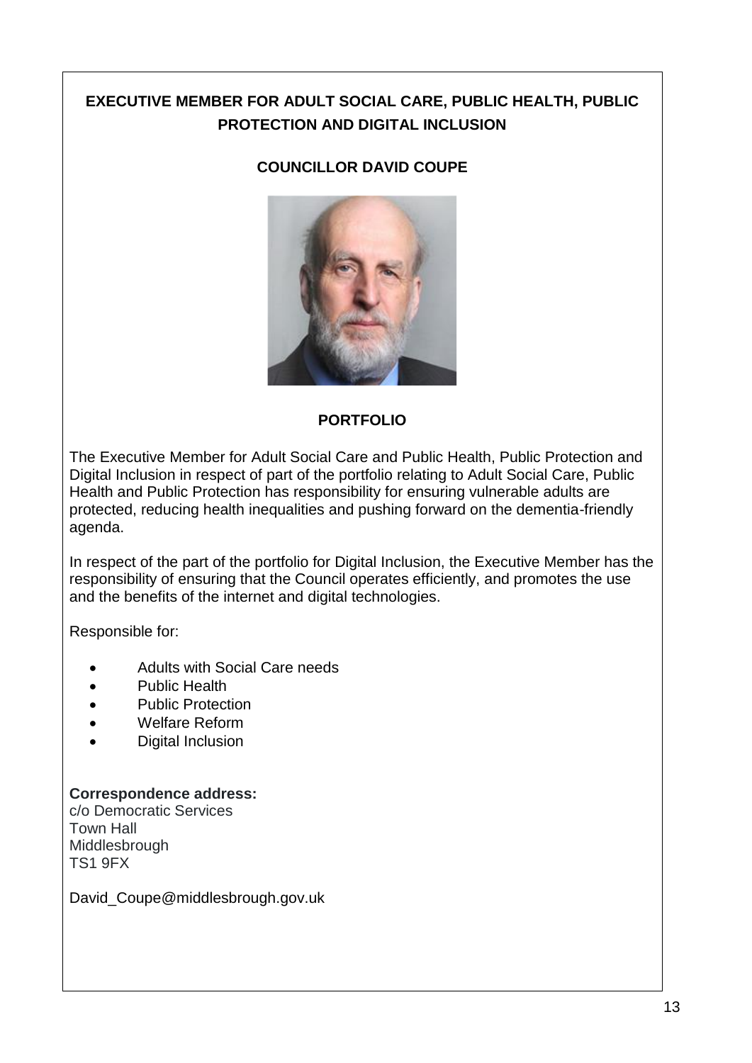## EXECUTIVE MEMBER FOR ADULT SOCIAL CARE, PUBLIC HEALTH, PUBLIC PROTECTION AND DIGITAL INCLUSION

### COUNCILLOR DAVID COUPE

### PORTFOLIO

The Executive Member for Adult Social Care and Public Health, Public Protection and Digital Inclusion in respect of part of the portfolio relating to Adult Social Care, Public Health and Public Protection has responsibility for ensuring vulnerable adults are protected, reducing health inequalities and pushing forward on the dementia-friendly agenda.

In respect of the part of the portfolio for Digital Inclusion, the Executive Member has the responsibility of ensuring that the Council operates efficiently, and promotes the use and the benefits of the internet and digital technologies.

Responsible for:

- Adults with Social Care needs
- Public Health
- Public Protection
- Welfare Reform
- Digital Inclusion

**Correspondence address:**
c/o Democratic Services
Town Hall
Middlesbrough
TS1 9FX

David_Coupe@middlesbrough.gov.uk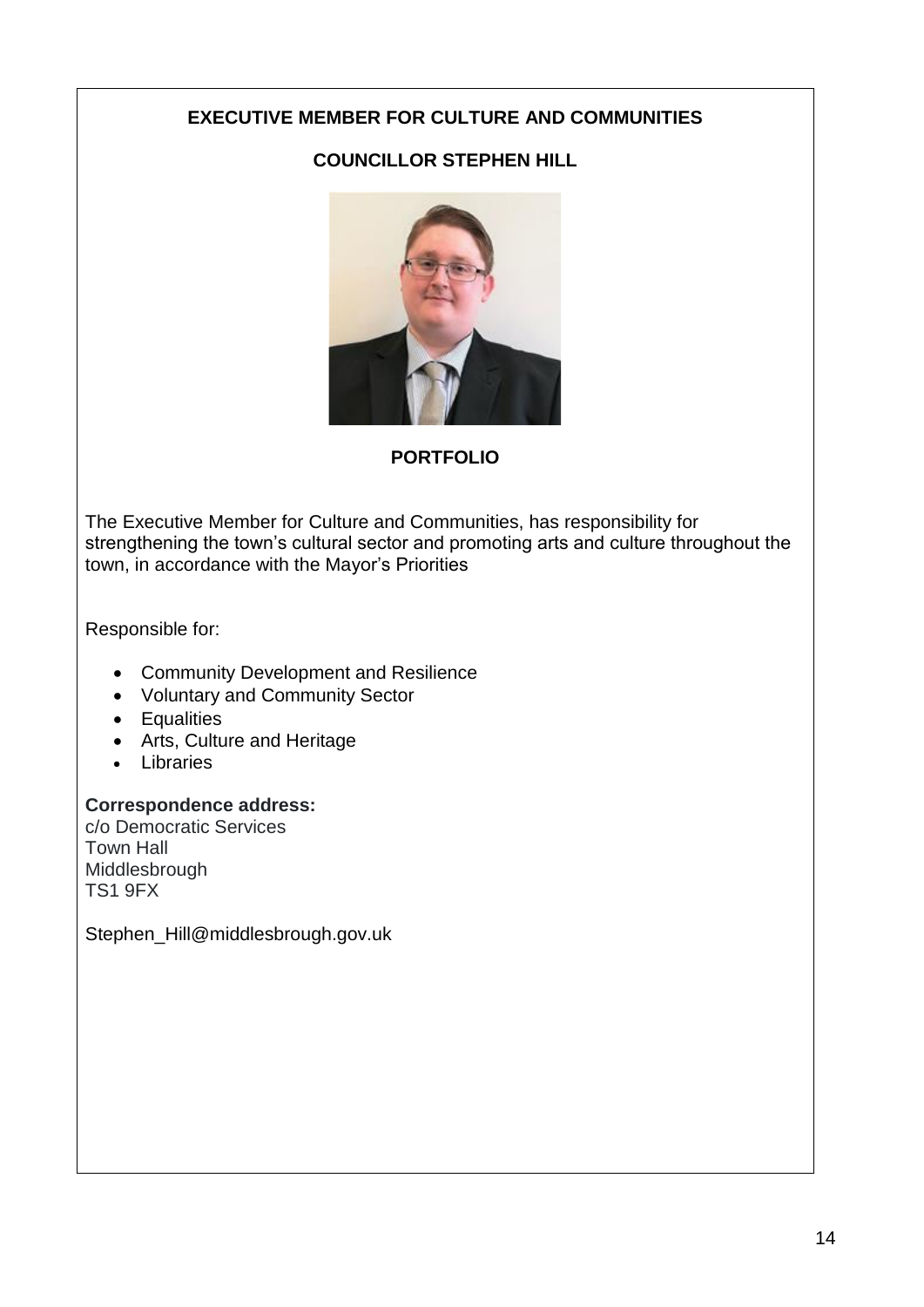## EXECUTIVE MEMBER FOR CULTURE AND COMMUNITIES

### COUNCILLOR STEPHEN HILL

### PORTFOLIO

The Executive Member for Culture and Communities, has responsibility for strengthening the town's cultural sector and promoting arts and culture throughout the town, in accordance with the Mayor's Priorities

Responsible for:

- Community Development and Resilience
- Voluntary and Community Sector
- Equalities
- Arts, Culture and Heritage
- Libraries

**Correspondence address:**
c/o Democratic Services
Town Hall
Middlesbrough
TS1 9FX

Stephen_Hill@middlesbrough.gov.uk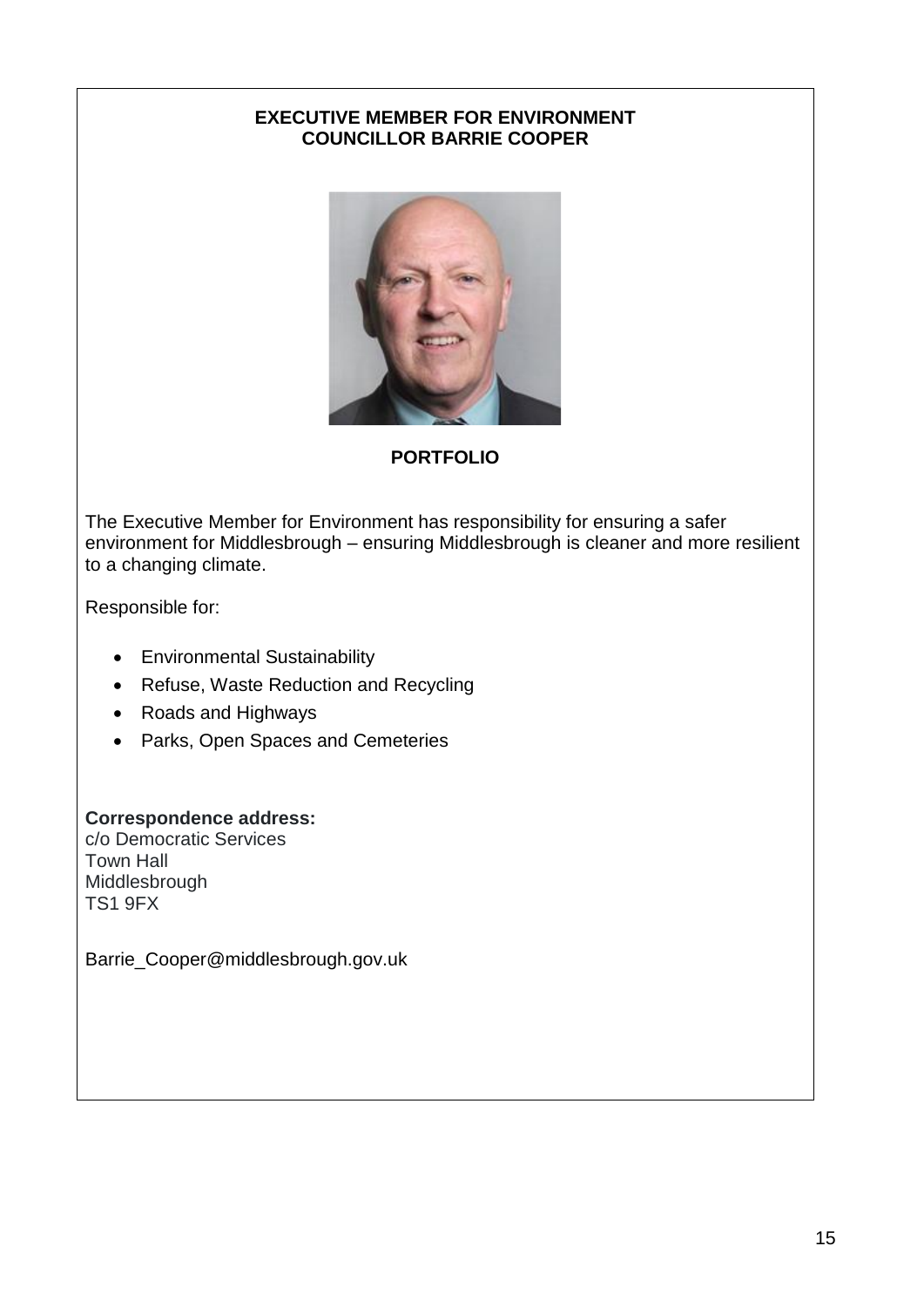**EXECUTIVE MEMBER FOR ENVIRONMENT**
**COUNCILLOR BARRIE COOPER**

**PORTFOLIO**

The Executive Member for Environment has responsibility for ensuring a safer environment for Middlesbrough – ensuring Middlesbrough is cleaner and more resilient to a changing climate.

Responsible for:

- Environmental Sustainability
- Refuse, Waste Reduction and Recycling
- Roads and Highways
- Parks, Open Spaces and Cemeteries

**Correspondence address:**
c/o Democratic Services
Town Hall
Middlesbrough
TS1 9FX

Barrie_Cooper@middlesbrough.gov.uk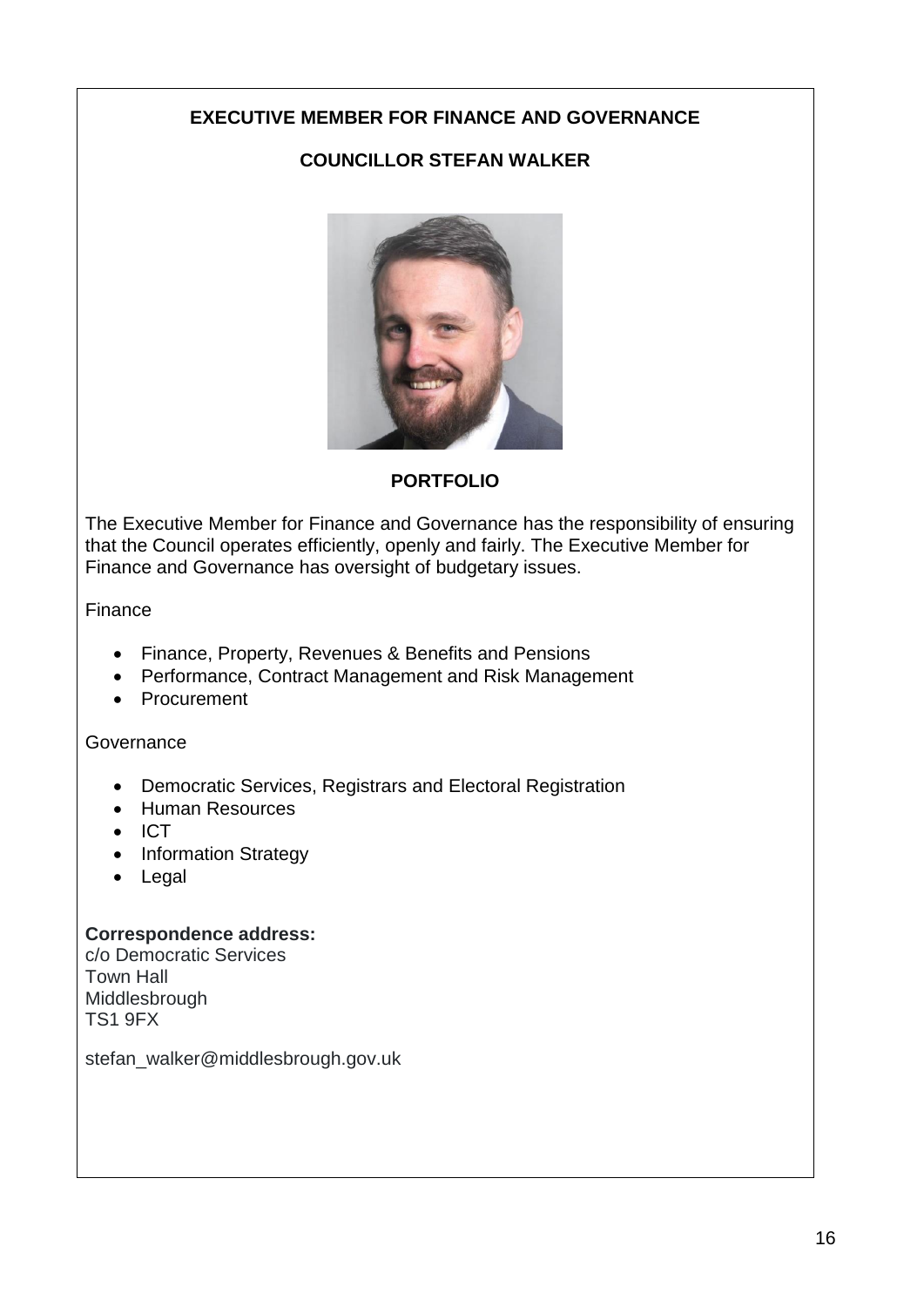## EXECUTIVE MEMBER FOR FINANCE AND GOVERNANCE

### COUNCILLOR STEFAN WALKER

### PORTFOLIO

The Executive Member for Finance and Governance has the responsibility of ensuring that the Council operates efficiently, openly and fairly. The Executive Member for Finance and Governance has oversight of budgetary issues.

Finance

- Finance, Property, Revenues & Benefits and Pensions
- Performance, Contract Management and Risk Management
- Procurement

Governance

- Democratic Services, Registrars and Electoral Registration
- Human Resources
- ICT
- Information Strategy
- Legal

**Correspondence address:**
c/o Democratic Services
Town Hall
Middlesbrough
TS1 9FX

stefan_walker@middlesbrough.gov.uk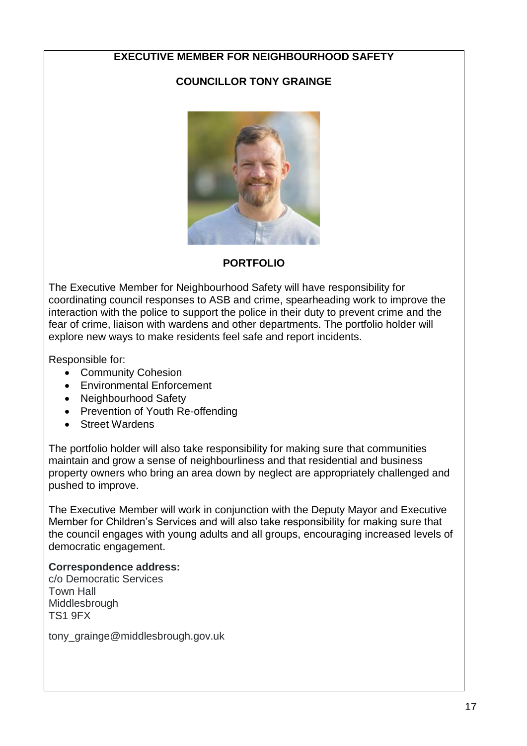## EXECUTIVE MEMBER FOR NEIGHBOURHOOD SAFETY

## COUNCILLOR TONY GRAINGE

### PORTFOLIO

The Executive Member for Neighbourhood Safety will have responsibility for coordinating council responses to ASB and crime, spearheading work to improve the interaction with the police to support the police in their duty to prevent crime and the fear of crime, liaison with wardens and other departments. The portfolio holder will explore new ways to make residents feel safe and report incidents.

Responsible for:

- Community Cohesion
- Environmental Enforcement
- Neighbourhood Safety
- Prevention of Youth Re-offending
- Street Wardens

The portfolio holder will also take responsibility for making sure that communities maintain and grow a sense of neighbourliness and that residential and business property owners who bring an area down by neglect are appropriately challenged and pushed to improve.

The Executive Member will work in conjunction with the Deputy Mayor and Executive Member for Children's Services and will also take responsibility for making sure that the council engages with young adults and all groups, encouraging increased levels of democratic engagement.

**Correspondence address:**
c/o Democratic Services
Town Hall
Middlesbrough
TS1 9FX

tony_grainge@middlesbrough.gov.uk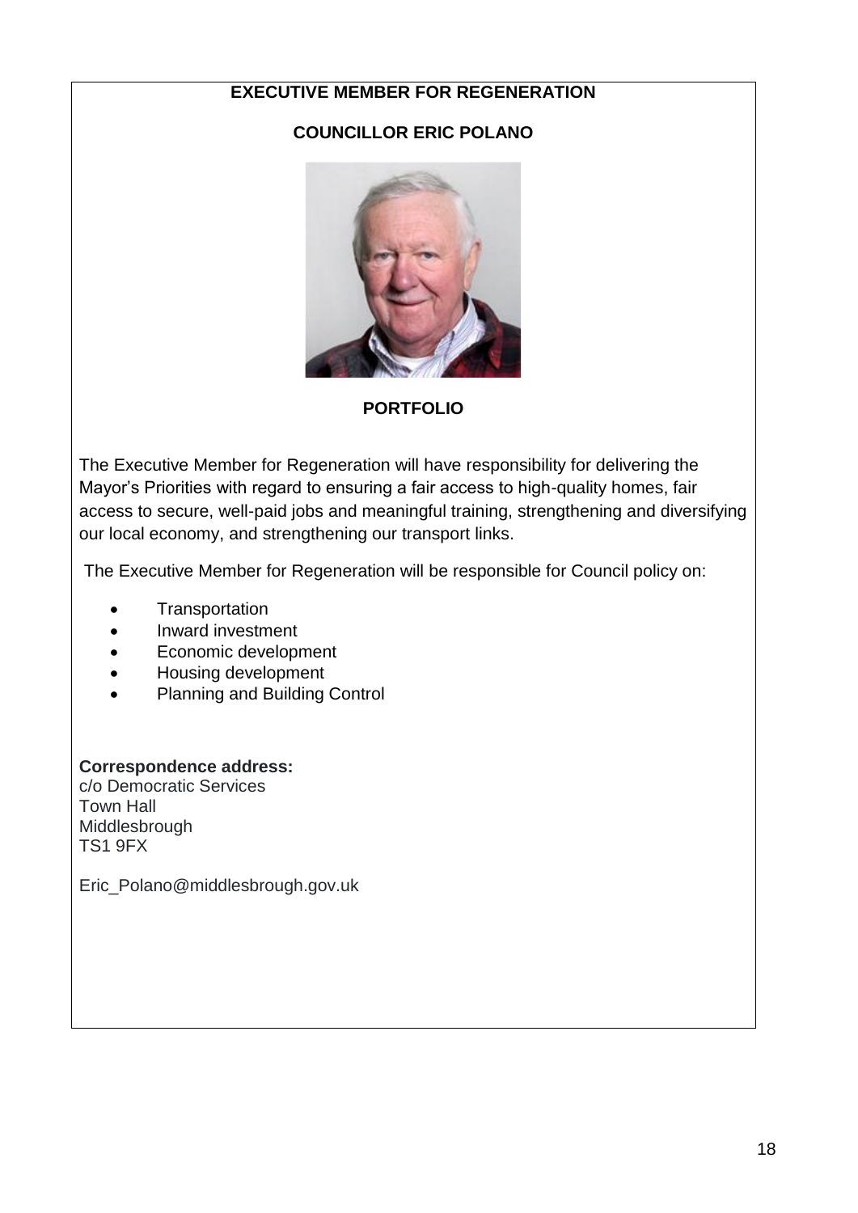## EXECUTIVE MEMBER FOR REGENERATION

### COUNCILLOR ERIC POLANO

### PORTFOLIO

The Executive Member for Regeneration will have responsibility for delivering the Mayor's Priorities with regard to ensuring a fair access to high-quality homes, fair access to secure, well-paid jobs and meaningful training, strengthening and diversifying our local economy, and strengthening our transport links.

The Executive Member for Regeneration will be responsible for Council policy on:

- Transportation
- Inward investment
- Economic development
- Housing development
- Planning and Building Control

**Correspondence address:**
c/o Democratic Services
Town Hall
Middlesbrough
TS1 9FX

Eric_Polano@middlesbrough.gov.uk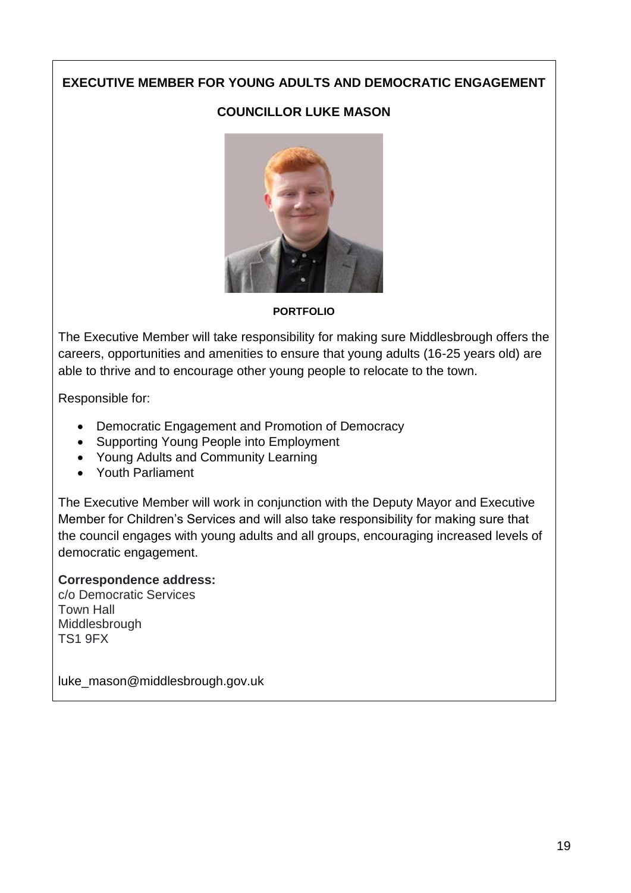## EXECUTIVE MEMBER FOR YOUNG ADULTS AND DEMOCRATIC ENGAGEMENT

### COUNCILLOR LUKE MASON

**PORTFOLIO**

The Executive Member will take responsibility for making sure Middlesbrough offers the careers, opportunities and amenities to ensure that young adults (16-25 years old) are able to thrive and to encourage other young people to relocate to the town.

Responsible for:

- Democratic Engagement and Promotion of Democracy
- Supporting Young People into Employment
- Young Adults and Community Learning
- Youth Parliament

The Executive Member will work in conjunction with the Deputy Mayor and Executive Member for Children's Services and will also take responsibility for making sure that the council engages with young adults and all groups, encouraging increased levels of democratic engagement.

**Correspondence address:**
c/o Democratic Services
Town Hall
Middlesbrough
TS1 9FX

luke_mason@middlesbrough.gov.uk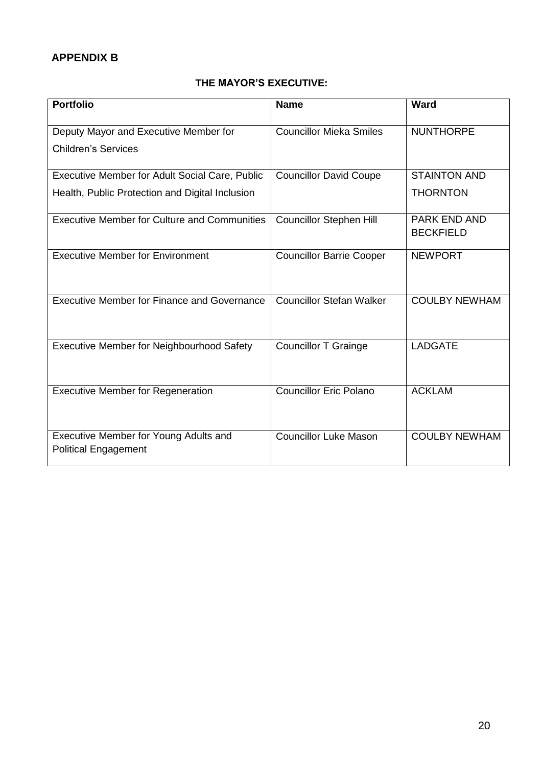**APPENDIX B**

**THE MAYOR'S EXECUTIVE:**

| **Portfolio** | **Name** | **Ward** |
|---|---|---|
| Deputy Mayor and Executive Member for Children's Services | Councillor Mieka Smiles | NUNTHORPE |
| Executive Member for Adult Social Care, Public Health, Public Protection and Digital Inclusion | Councillor David Coupe | STAINTON AND THORNTON |
| Executive Member for Culture and Communities | Councillor Stephen Hill | PARK END AND BECKFIELD |
| Executive Member for Environment | Councillor Barrie Cooper | NEWPORT |
| Executive Member for Finance and Governance | Councillor Stefan Walker | COULBY NEWHAM |
| Executive Member for Neighbourhood Safety | Councillor T Grainge | LADGATE |
| Executive Member for Regeneration | Councillor Eric Polano | ACKLAM |
| Executive Member for Young Adults and Political Engagement | Councillor Luke Mason | COULBY NEWHAM |